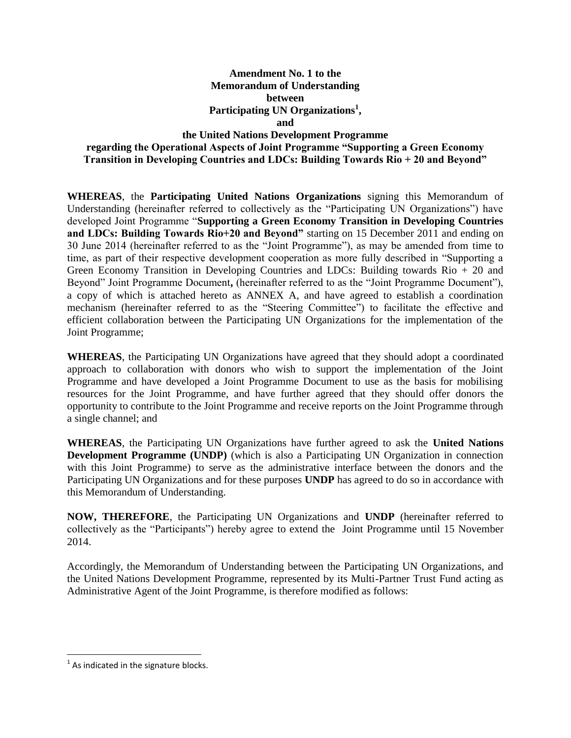**Amendment No. 1 to the**
**Memorandum of Understanding**
**between**
**Participating UN Organizations[1],**
**and**
**the United Nations Development Programme**
**regarding the Operational Aspects of Joint Programme "Supporting a Green Economy Transition in Developing Countries and LDCs: Building Towards Rio + 20 and Beyond"**

**WHEREAS**, the **Participating United Nations Organizations** signing this Memorandum of Understanding (hereinafter referred to collectively as the "Participating UN Organizations") have developed Joint Programme "**Supporting a Green Economy Transition in Developing Countries and LDCs: Building Towards Rio+20 and Beyond"** starting on 15 December 2011 and ending on 30 June 2014 (hereinafter referred to as the "Joint Programme"), as may be amended from time to time, as part of their respective development cooperation as more fully described in "Supporting a Green Economy Transition in Developing Countries and LDCs: Building towards Rio + 20 and Beyond" Joint Programme Document**,** (hereinafter referred to as the "Joint Programme Document"), a copy of which is attached hereto as ANNEX A, and have agreed to establish a coordination mechanism (hereinafter referred to as the "Steering Committee") to facilitate the effective and efficient collaboration between the Participating UN Organizations for the implementation of the Joint Programme;

**WHEREAS**, the Participating UN Organizations have agreed that they should adopt a coordinated approach to collaboration with donors who wish to support the implementation of the Joint Programme and have developed a Joint Programme Document to use as the basis for mobilising resources for the Joint Programme, and have further agreed that they should offer donors the opportunity to contribute to the Joint Programme and receive reports on the Joint Programme through a single channel; and

**WHEREAS**, the Participating UN Organizations have further agreed to ask the **United Nations Development Programme (UNDP)** (which is also a Participating UN Organization in connection with this Joint Programme) to serve as the administrative interface between the donors and the Participating UN Organizations and for these purposes **UNDP** has agreed to do so in accordance with this Memorandum of Understanding.

**NOW, THEREFORE**, the Participating UN Organizations and **UNDP** (hereinafter referred to collectively as the "Participants") hereby agree to extend the Joint Programme until 15 November 2014.

Accordingly, the Memorandum of Understanding between the Participating UN Organizations, and the United Nations Development Programme, represented by its Multi-Partner Trust Fund acting as Administrative Agent of the Joint Programme, is therefore modified as follows:

---

[1] As indicated in the signature blocks.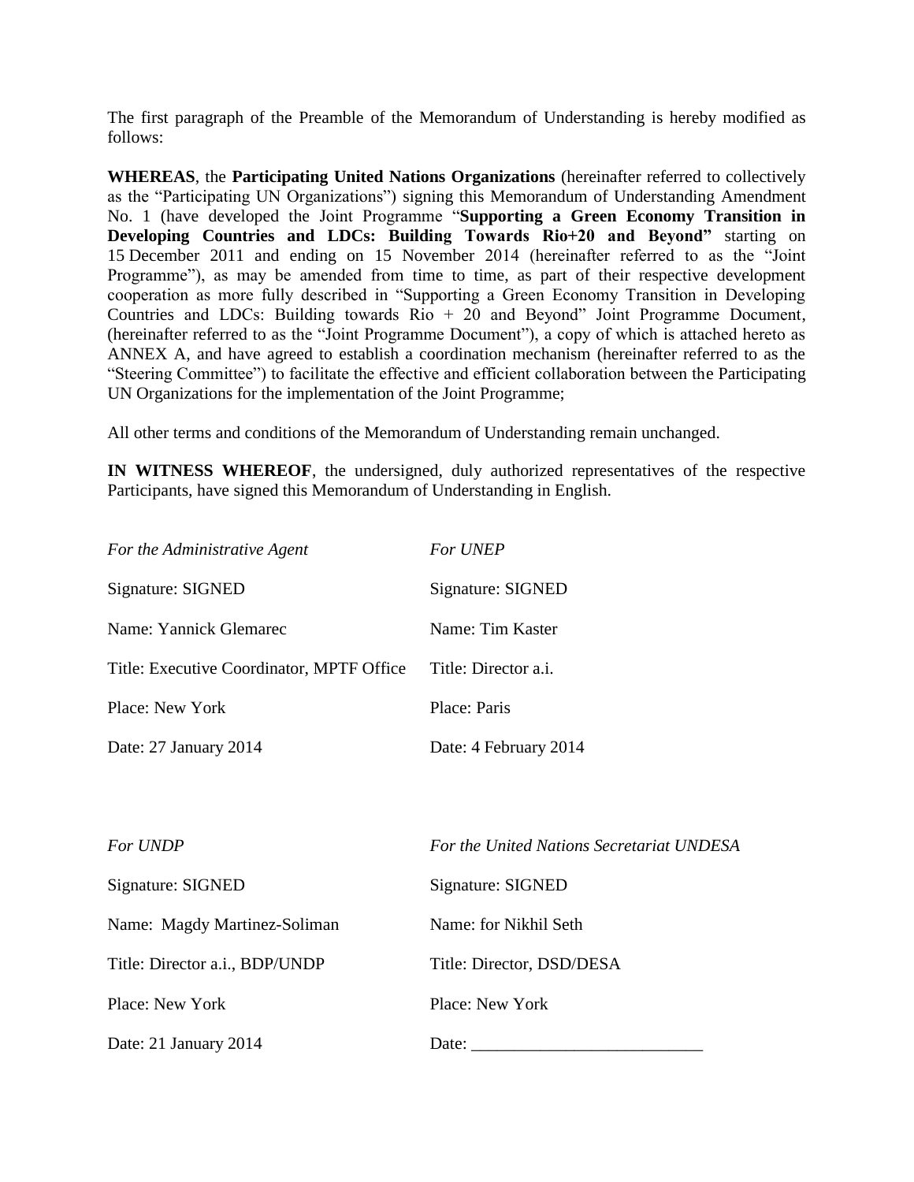The first paragraph of the Preamble of the Memorandum of Understanding is hereby modified as follows:

**WHEREAS**, the **Participating United Nations Organizations** (hereinafter referred to collectively as the "Participating UN Organizations") signing this Memorandum of Understanding Amendment No. 1 (have developed the Joint Programme "**Supporting a Green Economy Transition in Developing Countries and LDCs: Building Towards Rio+20 and Beyond"** starting on 15 December 2011 and ending on 15 November 2014 (hereinafter referred to as the "Joint Programme"), as may be amended from time to time, as part of their respective development cooperation as more fully described in "Supporting a Green Economy Transition in Developing Countries and LDCs: Building towards Rio + 20 and Beyond" Joint Programme Document, (hereinafter referred to as the "Joint Programme Document"), a copy of which is attached hereto as ANNEX A, and have agreed to establish a coordination mechanism (hereinafter referred to as the "Steering Committee") to facilitate the effective and efficient collaboration between the Participating UN Organizations for the implementation of the Joint Programme;

All other terms and conditions of the Memorandum of Understanding remain unchanged.

**IN WITNESS WHEREOF**, the undersigned, duly authorized representatives of the respective Participants, have signed this Memorandum of Understanding in English.

*For the Administrative Agent*

Signature: SIGNED

Name: Yannick Glemarec

Title: Executive Coordinator, MPTF Office

Place: New York

Date: 27 January 2014

*For UNEP*

Signature: SIGNED

Name: Tim Kaster

Title: Director a.i.

Place: Paris

Date: 4 February 2014

*For UNDP*

Signature: SIGNED

Name: Magdy Martinez-Soliman

Title: Director a.i., BDP/UNDP

Place: New York

Date: 21 January 2014

*For the United Nations Secretariat UNDESA*

Signature: SIGNED

Name: for Nikhil Seth

Title: Director, DSD/DESA

Place: New York

Date: ___________________________